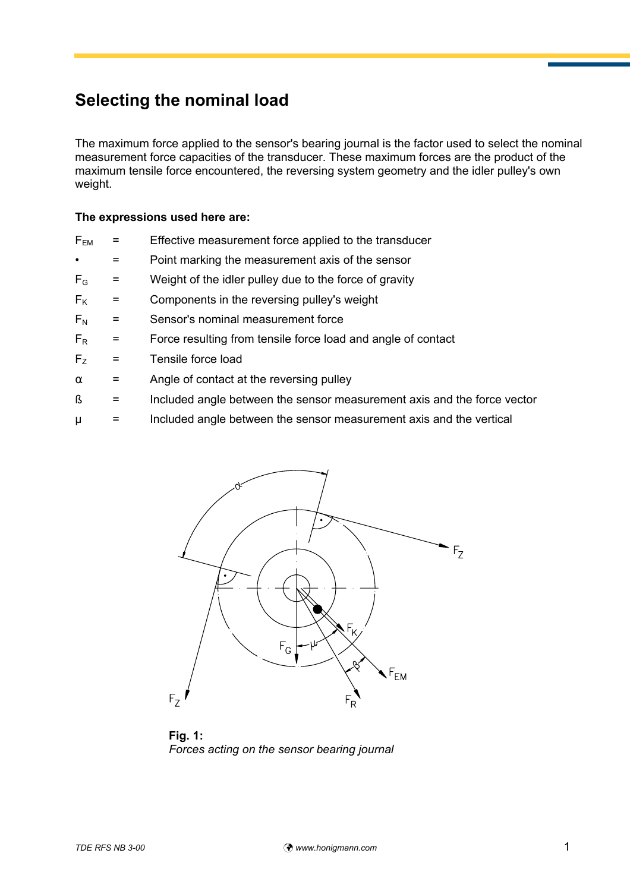# Selecting the nominal load

The maximum force applied to the sensor's bearing journal is the factor used to select the nominal measurement force capacities of the transducer. These maximum forces are the product of the maximum tensile force encountered, the reversing system geometry and the idler pulley's own weight.

**The expressions used here are:**

| | | |
|---|---|---|
| $F_{EM}$ | = | Effective measurement force applied to the transducer |
| • | = | Point marking the measurement axis of the sensor |
| $F_G$ | = | Weight of the idler pulley due to the force of gravity |
| $F_K$ | = | Components in the reversing pulley's weight |
| $F_N$ | = | Sensor's nominal measurement force |
| $F_R$ | = | Force resulting from tensile force load and angle of contact |
| $F_Z$ | = | Tensile force load |
| $\alpha$ | = | Angle of contact at the reversing pulley |
| ß | = | Included angle between the sensor measurement axis and the force vector |
| $\mu$ | = | Included angle between the sensor measurement axis and the vertical |

**Fig. 1:**
*Forces acting on the sensor bearing journal*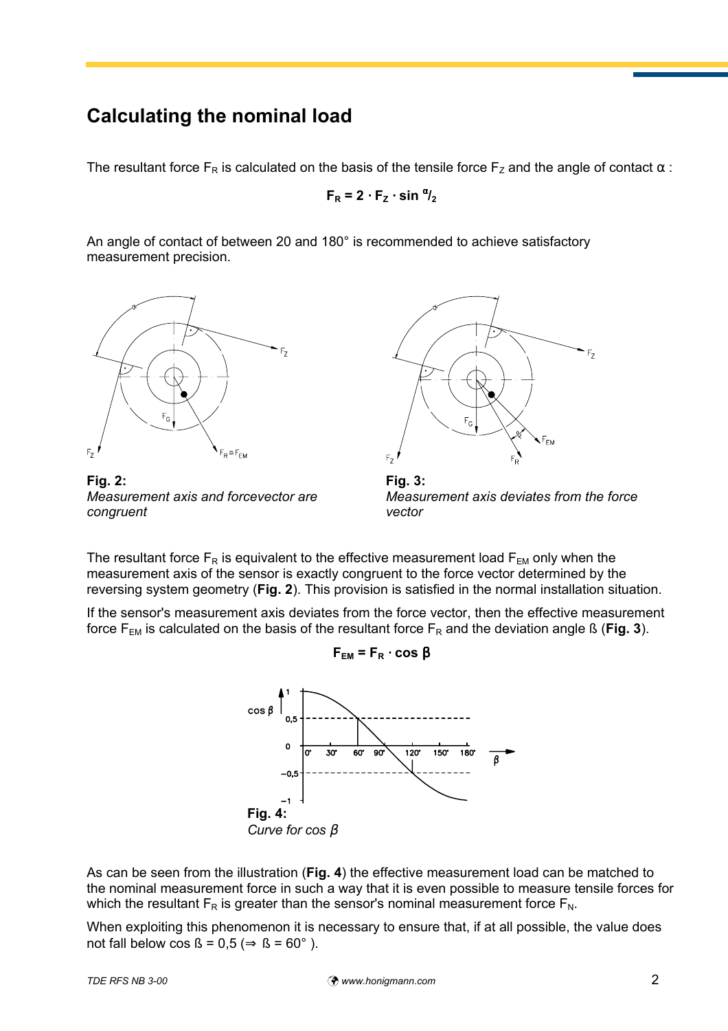## Calculating the nominal load

The resultant force $F_R$ is calculated on the basis of the tensile force $F_Z$ and the angle of contact $\alpha$ :

$$F_R = 2 \cdot F_Z \cdot \sin \alpha/_2$$

An angle of contact of between 20 and 180° is recommended to achieve satisfactory measurement precision.

**Fig. 2:**
*Measurement axis and forcevector are congruent*

**Fig. 3:**
*Measurement axis deviates from the force vector*

The resultant force $F_R$ is equivalent to the effective measurement load $F_{EM}$ only when the measurement axis of the sensor is exactly congruent to the force vector determined by the reversing system geometry (**Fig. 2**). This provision is satisfied in the normal installation situation.

If the sensor's measurement axis deviates from the force vector, then the effective measurement force $F_{EM}$ is calculated on the basis of the resultant force $F_R$ and the deviation angle ß (**Fig. 3**).

$$F_{EM} = F_R \cdot \cos \beta$$

**Fig. 4:**
*Curve for cos β*

As can be seen from the illustration (**Fig. 4**) the effective measurement load can be matched to the nominal measurement force in such a way that it is even possible to measure tensile forces for which the resultant $F_R$ is greater than the sensor's nominal measurement force $F_N$.

When exploiting this phenomenon it is necessary to ensure that, if at all possible, the value does not fall below cos ß = 0,5 (⇒ ß = 60° ).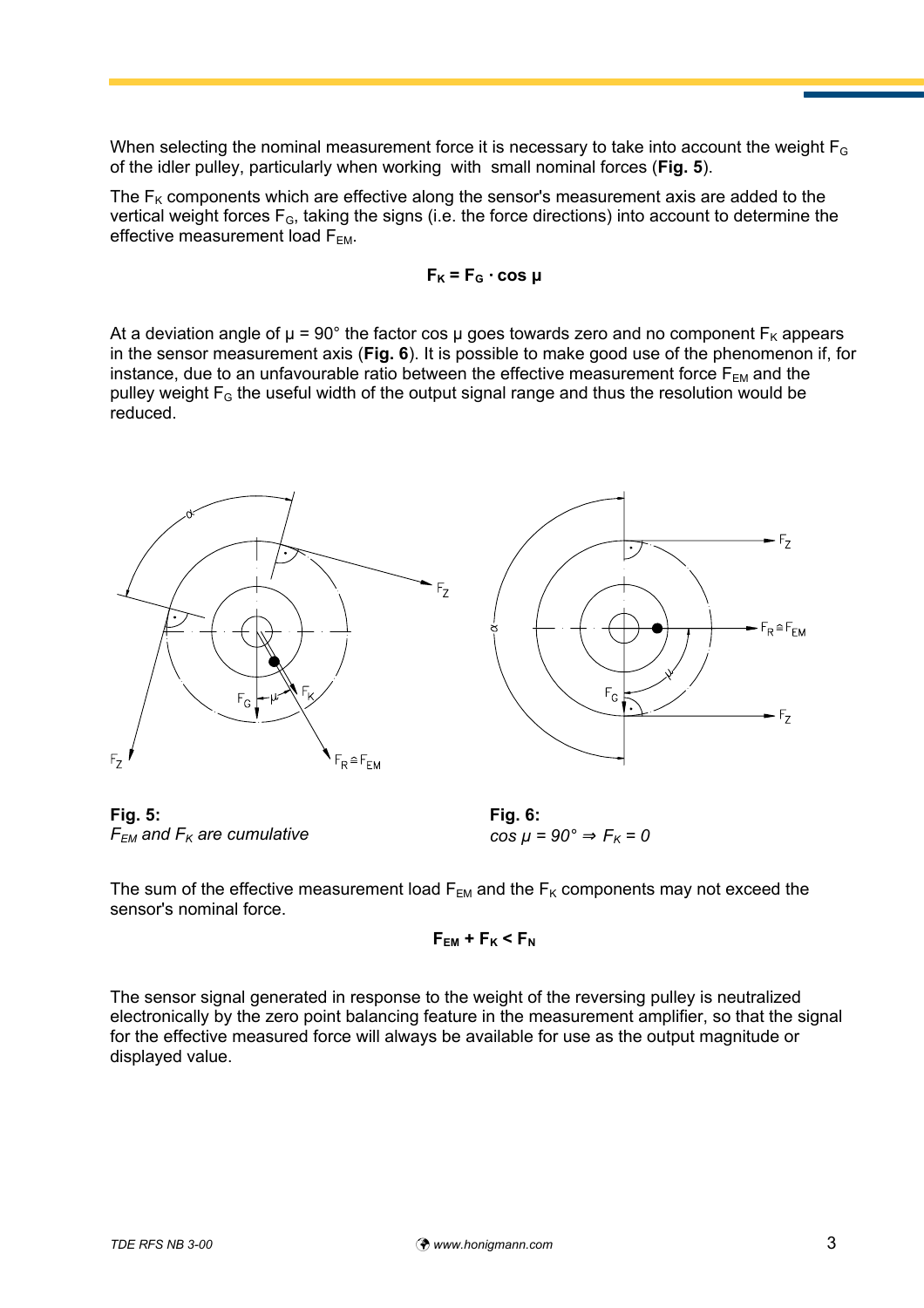When selecting the nominal measurement force it is necessary to take into account the weight $F_G$ of the idler pulley, particularly when working with small nominal forces (**Fig. 5**).

The $F_K$ components which are effective along the sensor's measurement axis are added to the vertical weight forces $F_G$, taking the signs (i.e. the force directions) into account to determine the effective measurement load $F_{EM}$.

$$F_K = F_G \cdot \cos \mu$$

At a deviation angle of $\mu = 90°$ the factor cos μ goes towards zero and no component $F_K$ appears in the sensor measurement axis (**Fig. 6**). It is possible to make good use of the phenomenon if, for instance, due to an unfavourable ratio between the effective measurement force $F_{EM}$ and the pulley weight $F_G$ the useful width of the output signal range and thus the resolution would be reduced.

α

$F_Z$

$F_G$ μ $F_K$

$F_Z$

$F_R \hat{=} F_{EM}$

**Fig. 5:**
*$F_{EM}$ and $F_K$ are cumulative*

$F_Z$

α

$F_R \hat{=} F_{EM}$

$F_G$ μ

$F_Z$

**Fig. 6:**
*$\cos \mu = 90° \Rightarrow F_K = 0$*

The sum of the effective measurement load $F_{EM}$ and the $F_K$ components may not exceed the sensor's nominal force.

$$F_{EM} + F_K < F_N$$

The sensor signal generated in response to the weight of the reversing pulley is neutralized electronically by the zero point balancing feature in the measurement amplifier, so that the signal for the effective measured force will always be available for use as the output magnitude or displayed value.